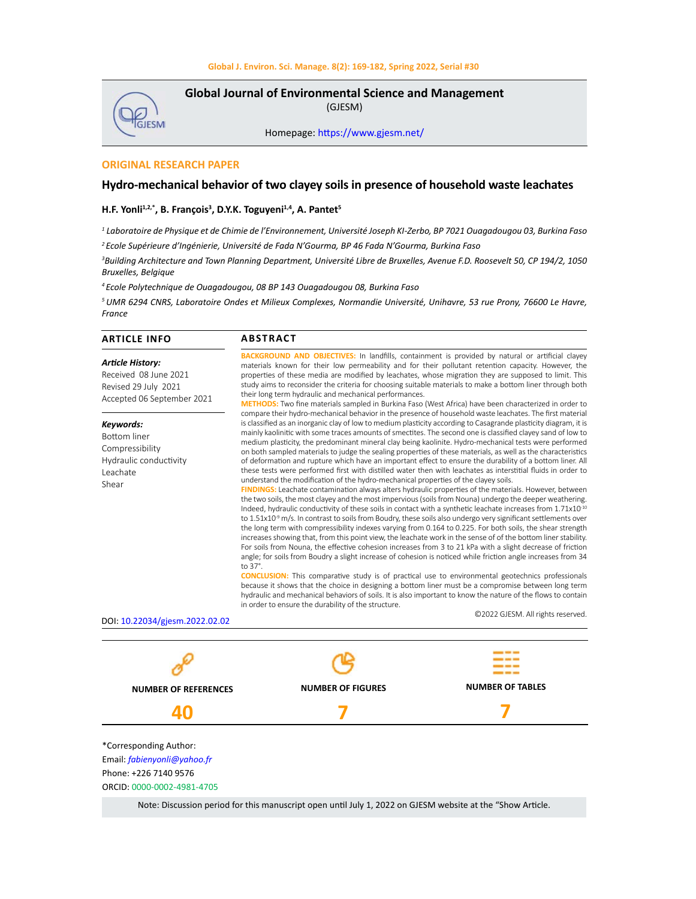**Global Journal of Environmental Science and Management**
(GJESM)

Homepage: https://www.gjesm.net/

ORIGINAL RESEARCH PAPER

# Hydro-mechanical behavior of two clayey soils in presence of household waste leachates

**H.F. Yonli[1,2,*], B. François[3], D.Y.K. Toguyeni[1,4], A. Pantet[5]**

[1] Laboratoire de Physique et de Chimie de l'Environnement, Université Joseph KI-Zerbo, BP 7021 Ouagadougou 03, Burkina Faso

[2] Ecole Supérieure d'Ingénierie, Université de Fada N'Gourma, BP 46 Fada N'Gourma, Burkina Faso

[3] Building Architecture and Town Planning Department, Université Libre de Bruxelles, Avenue F.D. Roosevelt 50, CP 194/2, 1050 Bruxelles, Belgique

[4] Ecole Polytechnique de Ouagadougou, 08 BP 143 Ouagadougou 08, Burkina Faso

[5] UMR 6294 CNRS, Laboratoire Ondes et Milieux Complexes, Normandie Université, Unihavre, 53 rue Prony, 76600 Le Havre, France

## ARTICLE INFO

*Article History:*
Received 08 June 2021
Revised 29 July 2021
Accepted 06 September 2021

*Keywords:*
Bottom liner
Compressibility
Hydraulic conductivity
Leachate
Shear

## ABSTRACT

**BACKGROUND AND OBJECTIVES:** In landfills, containment is provided by natural or artificial clayey materials known for their low permeability and for their pollutant retention capacity. However, the properties of these media are modified by leachates, whose migration they are supposed to limit. This study aims to reconsider the criteria for choosing suitable materials to make a bottom liner through both their long term hydraulic and mechanical performances.

**METHODS:** Two fine materials sampled in Burkina Faso (West Africa) have been characterized in order to compare their hydro-mechanical behavior in the presence of household waste leachates. The first material is classified as an inorganic clay of low to medium plasticity according to Casagrande plasticity diagram, it is mainly kaolinitic with some traces amounts of smectites. The second one is classified clayey sand of low to medium plasticity, the predominant mineral clay being kaolinite. Hydro-mechanical tests were performed on both sampled materials to judge the sealing properties of these materials, as well as the characteristics of deformation and rupture which have an important effect to ensure the durability of a bottom liner. All these tests were performed first with distilled water then with leachates as interstitial fluids in order to understand the modification of the hydro-mechanical properties of the clayey soils.

**FINDINGS:** Leachate contamination always alters hydraulic properties of the materials. However, between the two soils, the most clayey and the most impervious (soils from Nouna) undergo the deeper weathering. Indeed, hydraulic conductivity of these soils in contact with a synthetic leachate increases from $1.71 \times 10^{-10}$ to $1.51 \times 10^{-9}$ m/s. In contrast to soils from Boudry, these soils also undergo very significant settlements over the long term with compressibility indexes varying from 0.164 to 0.225. For both soils, the shear strength increases showing that, from this point view, the leachate work in the sense of of the bottom liner stability. For soils from Nouna, the effective cohesion increases from 3 to 21 kPa with a slight decrease of friction angle; for soils from Boudry a slight increase of cohesion is noticed while friction angle increases from 34 to 37°.

**CONCLUSION:** This comparative study is of practical use to environmental geotechnics professionals because it shows that the choice in designing a bottom liner must be a compromise between long term hydraulic and mechanical behaviors of soils. It is also important to know the nature of the flows to contain in order to ensure the durability of the structure.

©2022 GJESM. All rights reserved.

DOI: 10.22034/gjesm.2022.02.02

| NUMBER OF REFERENCES | NUMBER OF FIGURES | NUMBER OF TABLES |
| --- | --- | --- |
| 40 | 7 | 7 |

*Corresponding Author:
Email: *fabienyonli@yahoo.fr*
Phone: +226 7140 9576
ORCID: 0000-0002-4981-4705

Note: Discussion period for this manuscript open until July 1, 2022 on GJESM website at the "Show Article.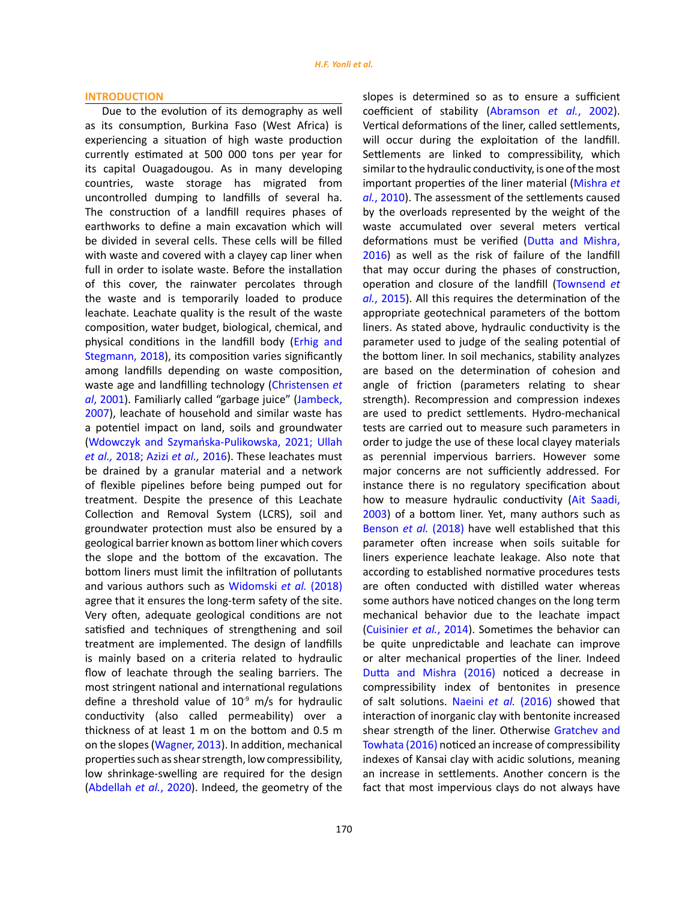## INTRODUCTION

Due to the evolution of its demography as well as its consumption, Burkina Faso (West Africa) is experiencing a situation of high waste production currently estimated at 500 000 tons per year for its capital Ouagadougou. As in many developing countries, waste storage has migrated from uncontrolled dumping to landfills of several ha. The construction of a landfill requires phases of earthworks to define a main excavation which will be divided in several cells. These cells will be filled with waste and covered with a clayey cap liner when full in order to isolate waste. Before the installation of this cover, the rainwater percolates through the waste and is temporarily loaded to produce leachate. Leachate quality is the result of the waste composition, water budget, biological, chemical, and physical conditions in the landfill body (Erhig and Stegmann, 2018), its composition varies significantly among landfills depending on waste composition, waste age and landfilling technology (Christensen *et al*, 2001). Familiarly called "garbage juice" (Jambeck, 2007), leachate of household and similar waste has a potentiel impact on land, soils and groundwater (Wdowczyk and Szymańska-Pulikowska, 2021; Ullah *et al.,* 2018; Azizi *et al.,* 2016). These leachates must be drained by a granular material and a network of flexible pipelines before being pumped out for treatment. Despite the presence of this Leachate Collection and Removal System (LCRS), soil and groundwater protection must also be ensured by a geological barrier known as bottom liner which covers the slope and the bottom of the excavation. The bottom liners must limit the infiltration of pollutants and various authors such as Widomski *et al.* (2018) agree that it ensures the long-term safety of the site. Very often, adequate geological conditions are not satisfied and techniques of strengthening and soil treatment are implemented. The design of landfills is mainly based on a criteria related to hydraulic flow of leachate through the sealing barriers. The most stringent national and international regulations define a threshold value of $10^{-9}$ m/s for hydraulic conductivity (also called permeability) over a thickness of at least 1 m on the bottom and 0.5 m on the slopes (Wagner, 2013). In addition, mechanical properties such as shear strength, low compressibility, low shrinkage-swelling are required for the design (Abdellah *et al.*, 2020). Indeed, the geometry of the slopes is determined so as to ensure a sufficient coefficient of stability (Abramson *et al.*, 2002). Vertical deformations of the liner, called settlements, will occur during the exploitation of the landfill. Settlements are linked to compressibility, which similar to the hydraulic conductivity, is one of the most important properties of the liner material (Mishra *et al.*, 2010). The assessment of the settlements caused by the overloads represented by the weight of the waste accumulated over several meters vertical deformations must be verified (Dutta and Mishra, 2016) as well as the risk of failure of the landfill that may occur during the phases of construction, operation and closure of the landfill (Townsend *et al.*, 2015). All this requires the determination of the appropriate geotechnical parameters of the bottom liners. As stated above, hydraulic conductivity is the parameter used to judge of the sealing potential of the bottom liner. In soil mechanics, stability analyzes are based on the determination of cohesion and angle of friction (parameters relating to shear strength). Recompression and compression indexes are used to predict settlements. Hydro-mechanical tests are carried out to measure such parameters in order to judge the use of these local clayey materials as perennial impervious barriers. However some major concerns are not sufficiently addressed. For instance there is no regulatory specification about how to measure hydraulic conductivity (Ait Saadi, 2003) of a bottom liner. Yet, many authors such as Benson *et al.* (2018) have well established that this parameter often increase when soils suitable for liners experience leachate leakage. Also note that according to established normative procedures tests are often conducted with distilled water whereas some authors have noticed changes on the long term mechanical behavior due to the leachate impact (Cuisinier *et al.*, 2014). Sometimes the behavior can be quite unpredictable and leachate can improve or alter mechanical properties of the liner. Indeed Dutta and Mishra (2016) noticed a decrease in compressibility index of bentonites in presence of salt solutions. Naeini *et al.* (2016) showed that interaction of inorganic clay with bentonite increased shear strength of the liner. Otherwise Gratchev and Towhata (2016) noticed an increase of compressibility indexes of Kansai clay with acidic solutions, meaning an increase in settlements. Another concern is the fact that most impervious clays do not always have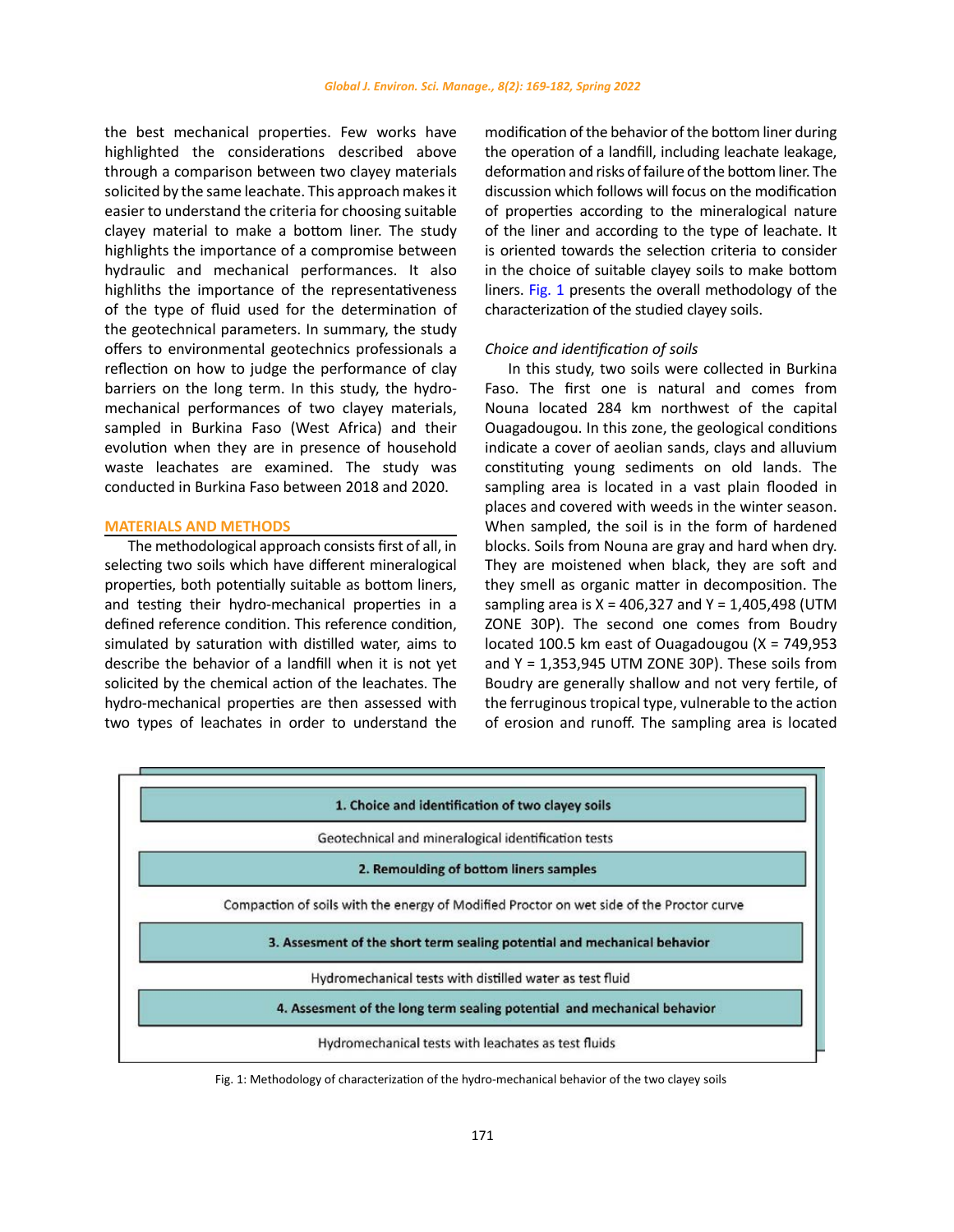the best mechanical properties. Few works have highlighted the considerations described above through a comparison between two clayey materials solicited by the same leachate. This approach makes it easier to understand the criteria for choosing suitable clayey material to make a bottom liner. The study highlights the importance of a compromise between hydraulic and mechanical performances. It also highliths the importance of the representativeness of the type of fluid used for the determination of the geotechnical parameters. In summary, the study offers to environmental geotechnics professionals a reflection on how to judge the performance of clay barriers on the long term. In this study, the hydro-mechanical performances of two clayey materials, sampled in Burkina Faso (West Africa) and their evolution when they are in presence of household waste leachates are examined. The study was conducted in Burkina Faso between 2018 and 2020.

## MATERIALS AND METHODS

The methodological approach consists first of all, in selecting two soils which have different mineralogical properties, both potentially suitable as bottom liners, and testing their hydro-mechanical properties in a defined reference condition. This reference condition, simulated by saturation with distilled water, aims to describe the behavior of a landfill when it is not yet solicited by the chemical action of the leachates. The hydro-mechanical properties are then assessed with two types of leachates in order to understand the modification of the behavior of the bottom liner during the operation of a landfill, including leachate leakage, deformation and risks of failure of the bottom liner. The discussion which follows will focus on the modification of properties according to the mineralogical nature of the liner and according to the type of leachate. It is oriented towards the selection criteria to consider in the choice of suitable clayey soils to make bottom liners. Fig. 1 presents the overall methodology of the characterization of the studied clayey soils.

*Choice and identification of soils*

In this study, two soils were collected in Burkina Faso. The first one is natural and comes from Nouna located 284 km northwest of the capital Ouagadougou. In this zone, the geological conditions indicate a cover of aeolian sands, clays and alluvium constituting young sediments on old lands. The sampling area is located in a vast plain flooded in places and covered with weeds in the winter season. When sampled, the soil is in the form of hardened blocks. Soils from Nouna are gray and hard when dry. They are moistened when black, they are soft and they smell as organic matter in decomposition. The sampling area is X = 406,327 and Y = 1,405,498 (UTM ZONE 30P). The second one comes from Boudry located 100.5 km east of Ouagadougou (X = 749,953 and Y = 1,353,945 UTM ZONE 30P). These soils from Boudry are generally shallow and not very fertile, of the ferruginous tropical type, vulnerable to the action of erosion and runoff. The sampling area is located

**1. Choice and identification of two clayey soils**

Geotechnical and mineralogical identification tests

**2. Remoulding of bottom liners samples**

Compaction of soils with the energy of Modified Proctor on wet side of the Proctor curve

**3. Assesment of the short term sealing potential and mechanical behavior**

Hydromechanical tests with distilled water as test fluid

**4. Assesment of the long term sealing potential and mechanical behavior**

Hydromechanical tests with leachates as test fluids

Fig. 1: Methodology of characterization of the hydro-mechanical behavior of the two clayey soils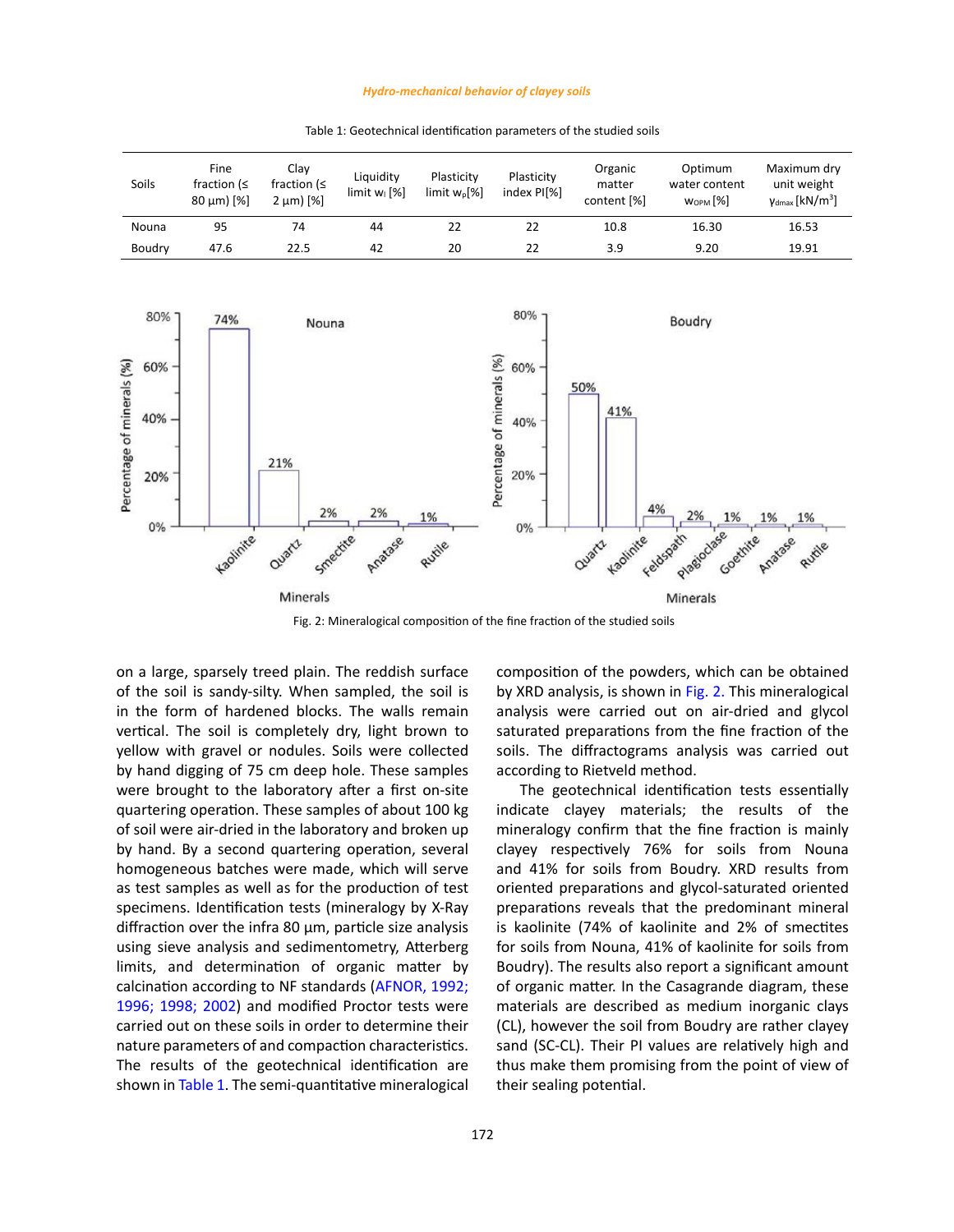Table 1: Geotechnical identification parameters of the studied soils

| Soils | Fine fraction (≤ 80 µm) [%] | Clay fraction (≤ 2 µm) [%] | Liquidity limit $w_l$ [%] | Plasticity limit $w_p$[%] | Plasticity index PI[%] | Organic matter content [%] | Optimum water content $w_{OPM}$ [%] | Maximum dry unit weight $\gamma_{dmax}$ [kN/m$^3$] |
|---|---|---|---|---|---|---|---|---|
| Nouna | 95 | 74 | 44 | 22 | 22 | 10.8 | 16.30 | 16.53 |
| Boudry | 47.6 | 22.5 | 42 | 20 | 22 | 3.9 | 9.20 | 19.91 |

Fig. 2: Mineralogical composition of the fine fraction of the studied soils

on a large, sparsely treed plain. The reddish surface of the soil is sandy-silty. When sampled, the soil is in the form of hardened blocks. The walls remain vertical. The soil is completely dry, light brown to yellow with gravel or nodules. Soils were collected by hand digging of 75 cm deep hole. These samples were brought to the laboratory after a first on-site quartering operation. These samples of about 100 kg of soil were air-dried in the laboratory and broken up by hand. By a second quartering operation, several homogeneous batches were made, which will serve as test samples as well as for the production of test specimens. Identification tests (mineralogy by X-Ray diffraction over the infra 80 µm, particle size analysis using sieve analysis and sedimentometry, Atterberg limits, and determination of organic matter by calcination according to NF standards (AFNOR, 1992; 1996; 1998; 2002) and modified Proctor tests were carried out on these soils in order to determine their nature parameters of and compaction characteristics. The results of the geotechnical identification are shown in Table 1. The semi-quantitative mineralogical composition of the powders, which can be obtained by XRD analysis, is shown in Fig. 2. This mineralogical analysis were carried out on air-dried and glycol saturated preparations from the fine fraction of the soils. The diffractograms analysis was carried out according to Rietveld method.

The geotechnical identification tests essentially indicate clayey materials; the results of the mineralogy confirm that the fine fraction is mainly clayey respectively 76% for soils from Nouna and 41% for soils from Boudry. XRD results from oriented preparations and glycol-saturated oriented preparations reveals that the predominant mineral is kaolinite (74% of kaolinite and 2% of smectites for soils from Nouna, 41% of kaolinite for soils from Boudry). The results also report a significant amount of organic matter. In the Casagrande diagram, these materials are described as medium inorganic clays (CL), however the soil from Boudry are rather clayey sand (SC-CL). Their PI values are relatively high and thus make them promising from the point of view of their sealing potential.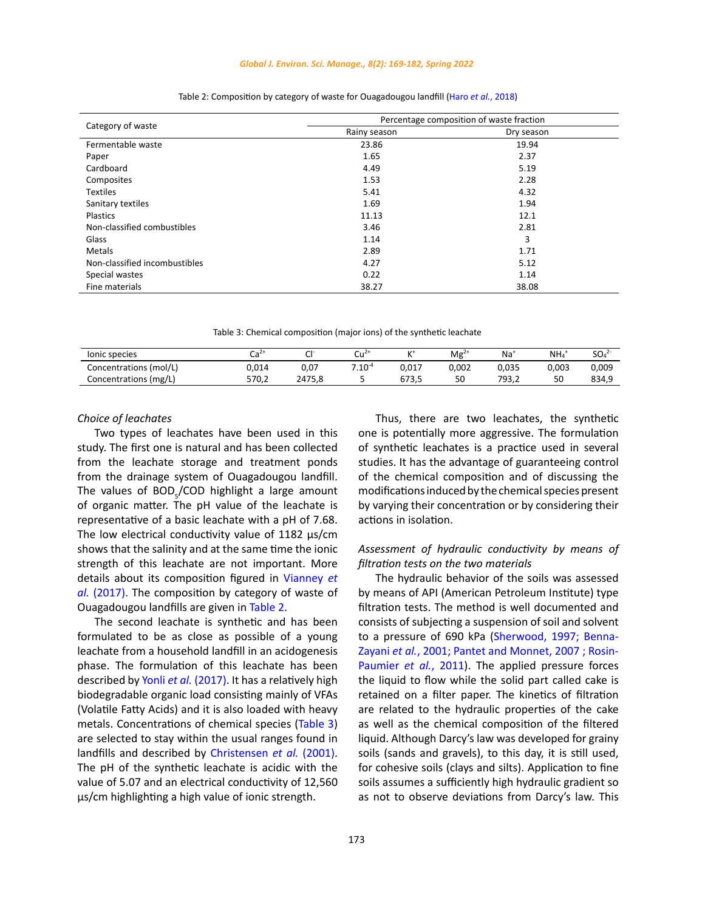Table 2: Composition by category of waste for Ouagadougou landfill (Haro *et al.*, 2018)

| Category of waste | Percentage composition of waste fraction | |
|---|---|---|
| | Rainy season | Dry season |
| Fermentable waste | 23.86 | 19.94 |
| Paper | 1.65 | 2.37 |
| Cardboard | 4.49 | 5.19 |
| Composites | 1.53 | 2.28 |
| Textiles | 5.41 | 4.32 |
| Sanitary textiles | 1.69 | 1.94 |
| Plastics | 11.13 | 12.1 |
| Non-classified combustibles | 3.46 | 2.81 |
| Glass | 1.14 | 3 |
| Metals | 2.89 | 1.71 |
| Non-classified incombustibles | 4.27 | 5.12 |
| Special wastes | 0.22 | 1.14 |
| Fine materials | 38.27 | 38.08 |

Table 3: Chemical composition (major ions) of the synthetic leachate

| Ionic species | $Ca^{2+}$ | $Cl^{-}$ | $Cu^{2+}$ | $K^{+}$ | $Mg^{2+}$ | $Na^{+}$ | $NH_4^{+}$ | $SO_4^{2-}$ |
|---|---|---|---|---|---|---|---|---|
| Concentrations (mol/L) | 0,014 | 0,07 | $7.10^{-4}$ | 0,017 | 0,002 | 0,035 | 0,003 | 0,009 |
| Concentrations (mg/L) | 570,2 | 2475,8 | 5 | 673,5 | 50 | 793,2 | 50 | 834,9 |

*Choice of leachates*

Two types of leachates have been used in this study. The first one is natural and has been collected from the leachate storage and treatment ponds from the drainage system of Ouagadougou landfill. The values of $BOD_5$/COD highlight a large amount of organic matter. The pH value of the leachate is representative of a basic leachate with a pH of 7.68. The low electrical conductivity value of 1182 µs/cm shows that the salinity and at the same time the ionic strength of this leachate are not important. More details about its composition figured in Vianney *et al.* (2017). The composition by category of waste of Ouagadougou landfills are given in Table 2.

The second leachate is synthetic and has been formulated to be as close as possible of a young leachate from a household landfill in an acidogenesis phase. The formulation of this leachate has been described by Yonli *et al.* (2017). It has a relatively high biodegradable organic load consisting mainly of VFAs (Volatile Fatty Acids) and it is also loaded with heavy metals. Concentrations of chemical species (Table 3) are selected to stay within the usual ranges found in landfills and described by Christensen *et al.* (2001). The pH of the synthetic leachate is acidic with the value of 5.07 and an electrical conductivity of 12,560 µs/cm highlighting a high value of ionic strength.

Thus, there are two leachates, the synthetic one is potentially more aggressive. The formulation of synthetic leachates is a practice used in several studies. It has the advantage of guaranteeing control of the chemical composition and of discussing the modifications induced by the chemical species present by varying their concentration or by considering their actions in isolation.

*Assessment of hydraulic conductivity by means of filtration tests on the two materials*

The hydraulic behavior of the soils was assessed by means of API (American Petroleum Institute) type filtration tests. The method is well documented and consists of subjecting a suspension of soil and solvent to a pressure of 690 kPa (Sherwood, 1997; Benna-Zayani *et al.*, 2001; Pantet and Monnet, 2007 ; Rosin-Paumier *et al.*, 2011). The applied pressure forces the liquid to flow while the solid part called cake is retained on a filter paper. The kinetics of filtration are related to the hydraulic properties of the cake as well as the chemical composition of the filtered liquid. Although Darcy's law was developed for grainy soils (sands and gravels), to this day, it is still used, for cohesive soils (clays and silts). Application to fine soils assumes a sufficiently high hydraulic gradient so as not to observe deviations from Darcy's law. This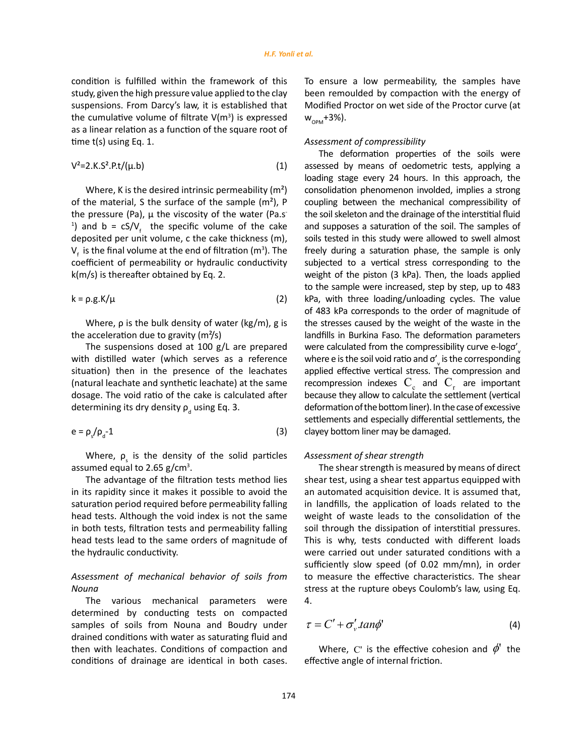condition is fulfilled within the framework of this study, given the high pressure value applied to the clay suspensions. From Darcy's law, it is established that the cumulative volume of filtrate $V(m^3)$ is expressed as a linear relation as a function of the square root of time t(s) using Eq. 1.

$$V^2=2.K.S^2.P.t/(\mu.b) \quad (1)$$

Where, K is the desired intrinsic permeability ($m^2$) of the material, S the surface of the sample ($m^2$), P the pressure (Pa), μ the viscosity of the water ($Pa.s^{-1}$) and $b = cS/V_f$ the specific volume of the cake deposited per unit volume, c the cake thickness (m), $V_f$ is the final volume at the end of filtration ($m^3$). The coefficient of permeability or hydraulic conductivity k(m/s) is thereafter obtained by Eq. 2.

$$k = \rho.g.K/\mu \quad (2)$$

Where, ρ is the bulk density of water (kg/m), g is the acceleration due to gravity ($m^2/s$)

The suspensions dosed at 100 g/L are prepared with distilled water (which serves as a reference situation) then in the presence of the leachates (natural leachate and synthetic leachate) at the same dosage. The void ratio of the cake is calculated after determining its dry density $\rho_d$ using Eq. 3.

$$e = \rho_s/\rho_d-1 \quad (3)$$

Where, $\rho_s$ is the density of the solid particles assumed equal to 2.65 $g/cm^3$.

The advantage of the filtration tests method lies in its rapidity since it makes it possible to avoid the saturation period required before permeability falling head tests. Although the void index is not the same in both tests, filtration tests and permeability falling head tests lead to the same orders of magnitude of the hydraulic conductivity.

*Assessment of mechanical behavior of soils from Nouna*

The various mechanical parameters were determined by conducting tests on compacted samples of soils from Nouna and Boudry under drained conditions with water as saturating fluid and then with leachates. Conditions of compaction and conditions of drainage are identical in both cases. To ensure a low permeability, the samples have been remoulded by compaction with the energy of Modified Proctor on wet side of the Proctor curve (at $w_{OPM}$+3%).

*Assessment of compressibility*

The deformation properties of the soils were assessed by means of oedometric tests, applying a loading stage every 24 hours. In this approach, the consolidation phenomenon involded, implies a strong coupling between the mechanical compressibility of the soil skeleton and the drainage of the interstitial fluid and supposes a saturation of the soil. The samples of soils tested in this study were allowed to swell almost freely during a saturation phase, the sample is only subjected to a vertical stress corresponding to the weight of the piston (3 kPa). Then, the loads applied to the sample were increased, step by step, up to 483 kPa, with three loading/unloading cycles. The value of 483 kPa corresponds to the order of magnitude of the stresses caused by the weight of the waste in the landfills in Burkina Faso. The deformation parameters were calculated from the compressibility curve e-log$\sigma'_v$ where e is the soil void ratio and $\sigma'_v$ is the corresponding applied effective vertical stress. The compression and recompression indexes $C_c$ and $C_r$ are important because they allow to calculate the settlement (vertical deformation of the bottom liner). In the case of excessive settlements and especially differential settlements, the clayey bottom liner may be damaged.

*Assessment of shear strength*

The shear strength is measured by means of direct shear test, using a shear test appartus equipped with an automated acquisition device. It is assumed that, in landfills, the application of loads related to the weight of waste leads to the consolidation of the soil through the dissipation of interstitial pressures. This is why, tests conducted with different loads were carried out under saturated conditions with a sufficiently slow speed (of 0.02 mm/mn), in order to measure the effective characteristics. The shear stress at the rupture obeys Coulomb's law, using Eq. 4.

$$\tau = C' + \sigma'_v.tan\phi' \quad (4)$$

Where, $C'$ is the effective cohesion and $\phi'$ the effective angle of internal friction.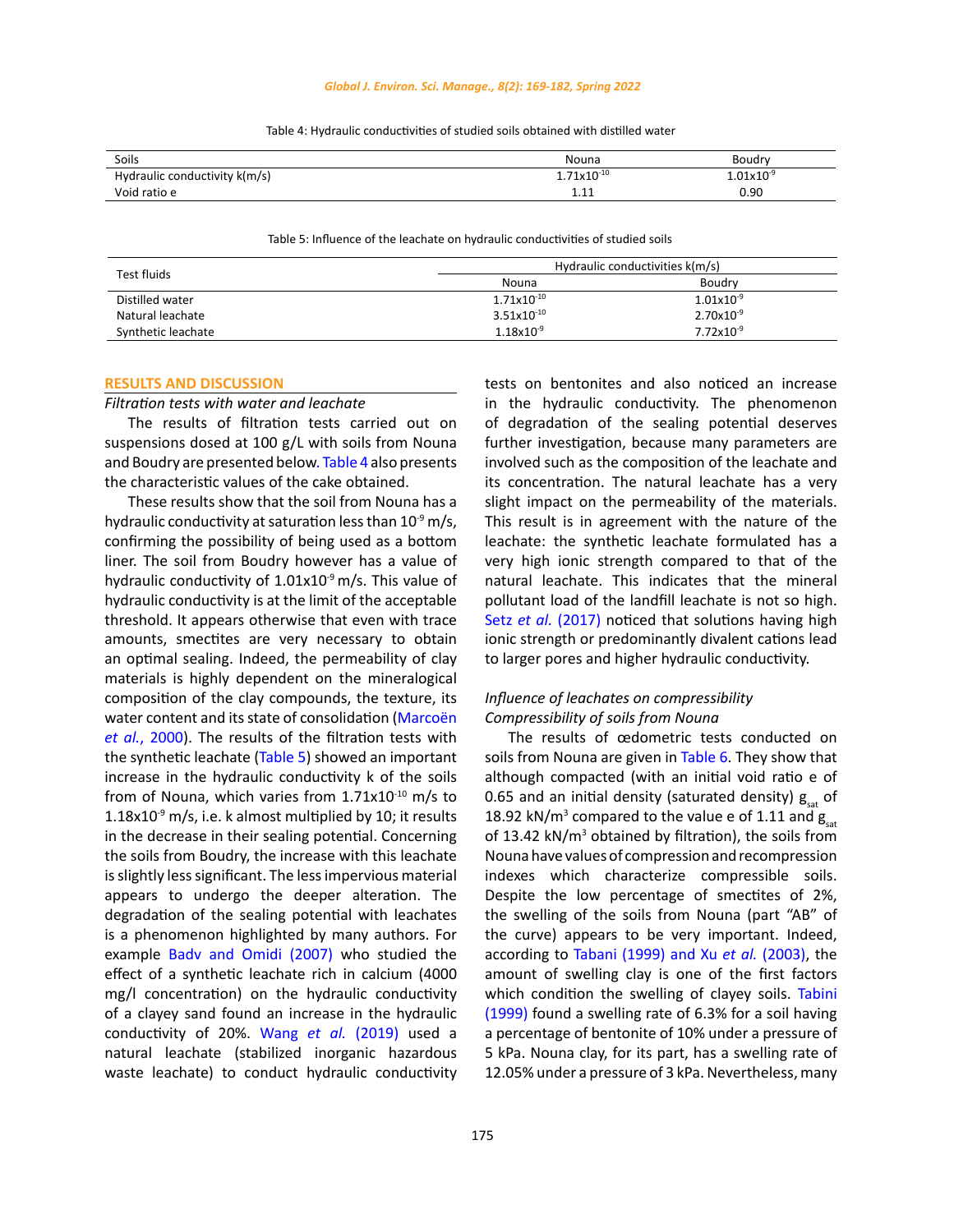Table 4: Hydraulic conductivities of studied soils obtained with distilled water

| Soils | Nouna | Boudry |
|---|---|---|
| Hydraulic conductivity k(m/s) | $1.71 \times 10^{-10}$ | $1.01 \times 10^{-9}$ |
| Void ratio e | 1.11 | 0.90 |

Table 5: Influence of the leachate on hydraulic conductivities of studied soils

| Test fluids | Hydraulic conductivities k(m/s) | |
|---|---|---|
| | Nouna | Boudry |
| Distilled water | $1.71 \times 10^{-10}$ | $1.01 \times 10^{-9}$ |
| Natural leachate | $3.51 \times 10^{-10}$ | $2.70 \times 10^{-9}$ |
| Synthetic leachate | $1.18 \times 10^{-9}$ | $7.72 \times 10^{-9}$ |

## RESULTS AND DISCUSSION

*Filtration tests with water and leachate*

The results of filtration tests carried out on suspensions dosed at 100 g/L with soils from Nouna and Boudry are presented below. Table 4 also presents the characteristic values of the cake obtained.

These results show that the soil from Nouna has a hydraulic conductivity at saturation less than $10^{-9}$ m/s, confirming the possibility of being used as a bottom liner. The soil from Boudry however has a value of hydraulic conductivity of $1.01 \times 10^{-9}$ m/s. This value of hydraulic conductivity is at the limit of the acceptable threshold. It appears otherwise that even with trace amounts, smectites are very necessary to obtain an optimal sealing. Indeed, the permeability of clay materials is highly dependent on the mineralogical composition of the clay compounds, the texture, its water content and its state of consolidation (Marcoën *et al.*, 2000). The results of the filtration tests with the synthetic leachate (Table 5) showed an important increase in the hydraulic conductivity k of the soils from of Nouna, which varies from $1.71 \times 10^{-10}$ m/s to $1.18 \times 10^{-9}$ m/s, i.e. k almost multiplied by 10; it results in the decrease in their sealing potential. Concerning the soils from Boudry, the increase with this leachate is slightly less significant. The less impervious material appears to undergo the deeper alteration. The degradation of the sealing potential with leachates is a phenomenon highlighted by many authors. For example Badv and Omidi (2007) who studied the effect of a synthetic leachate rich in calcium (4000 mg/l concentration) on the hydraulic conductivity of a clayey sand found an increase in the hydraulic conductivity of 20%. Wang *et al.* (2019) used a natural leachate (stabilized inorganic hazardous waste leachate) to conduct hydraulic conductivity tests on bentonites and also noticed an increase in the hydraulic conductivity. The phenomenon of degradation of the sealing potential deserves further investigation, because many parameters are involved such as the composition of the leachate and its concentration. The natural leachate has a very slight impact on the permeability of the materials. This result is in agreement with the nature of the leachate: the synthetic leachate formulated has a very high ionic strength compared to that of the natural leachate. This indicates that the mineral pollutant load of the landfill leachate is not so high. Setz *et al.* (2017) noticed that solutions having high ionic strength or predominantly divalent cations lead to larger pores and higher hydraulic conductivity.

*Influence of leachates on compressibility*

*Compressibility of soils from Nouna*

The results of œdometric tests conducted on soils from Nouna are given in Table 6. They show that although compacted (with an initial void ratio e of 0.65 and an initial density (saturated density) $g_{sat}$ of 18.92 kN/m$^3$ compared to the value e of 1.11 and $g_{sat}$ of 13.42 kN/m$^3$ obtained by filtration), the soils from Nouna have values of compression and recompression indexes which characterize compressible soils. Despite the low percentage of smectites of 2%, the swelling of the soils from Nouna (part "AB" of the curve) appears to be very important. Indeed, according to Tabani (1999) and Xu *et al.* (2003), the amount of swelling clay is one of the first factors which condition the swelling of clayey soils. Tabini (1999) found a swelling rate of 6.3% for a soil having a percentage of bentonite of 10% under a pressure of 5 kPa. Nouna clay, for its part, has a swelling rate of 12.05% under a pressure of 3 kPa. Nevertheless, many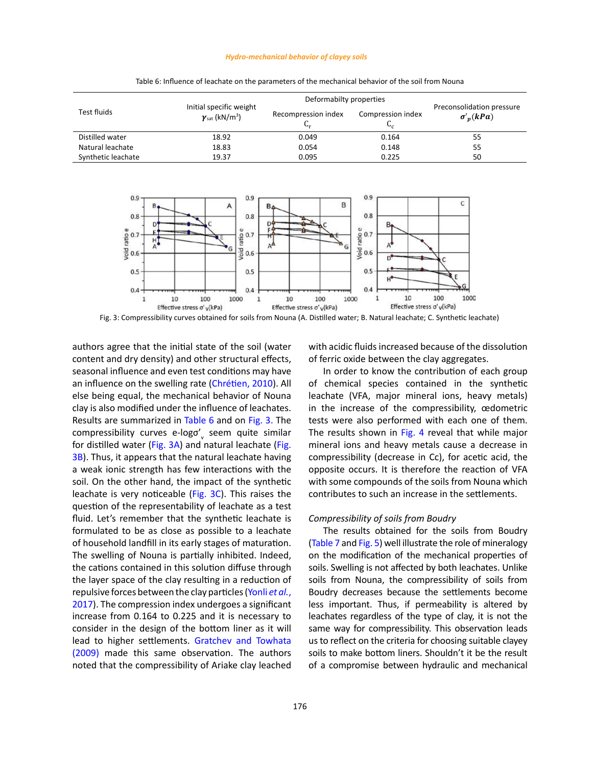Table 6: Influence of leachate on the parameters of the mechanical behavior of the soil from Nouna

| Test fluids | Initial specific weight $\gamma_{sat}$ (kN/m³) | Deformabilty properties | | Preconsolidation pressure $\sigma'_p (kPa)$ |
|---|---|---|---|---|
| | | Recompression index $C_r$ | Compression index $C_c$ | |
| Distilled water | 18.92 | 0.049 | 0.164 | 55 |
| Natural leachate | 18.83 | 0.054 | 0.148 | 55 |
| Synthetic leachate | 19.37 | 0.095 | 0.225 | 50 |

Fig. 3: Compressibility curves obtained for soils from Nouna (A. Distilled water; B. Natural leachate; C. Synthetic leachate)

authors agree that the initial state of the soil (water content and dry density) and other structural effects, seasonal influence and even test conditions may have an influence on the swelling rate (Chrétien, 2010). All else being equal, the mechanical behavior of Nouna clay is also modified under the influence of leachates. Results are summarized in Table 6 and on Fig. 3. The compressibility curves e-logσ'$_v$ seem quite similar for distilled water (Fig. 3A) and natural leachate (Fig. 3B). Thus, it appears that the natural leachate having a weak ionic strength has few interactions with the soil. On the other hand, the impact of the synthetic leachate is very noticeable (Fig. 3C). This raises the question of the representability of leachate as a test fluid. Let's remember that the synthetic leachate is formulated to be as close as possible to a leachate of household landfill in its early stages of maturation. The swelling of Nouna is partially inhibited. Indeed, the cations contained in this solution diffuse through the layer space of the clay resulting in a reduction of repulsive forces between the clay particles (Yonli *et al.,* 2017). The compression index undergoes a significant increase from 0.164 to 0.225 and it is necessary to consider in the design of the bottom liner as it will lead to higher settlements. Gratchev and Towhata (2009) made this same observation. The authors noted that the compressibility of Ariake clay leached with acidic fluids increased because of the dissolution of ferric oxide between the clay aggregates.

In order to know the contribution of each group of chemical species contained in the synthetic leachate (VFA, major mineral ions, heavy metals) in the increase of the compressibility, œdometric tests were also performed with each one of them. The results shown in Fig. 4 reveal that while major mineral ions and heavy metals cause a decrease in compressibility (decrease in Cc), for acetic acid, the opposite occurs. It is therefore the reaction of VFA with some compounds of the soils from Nouna which contributes to such an increase in the settlements.

### *Compressibility of soils from Boudry*

The results obtained for the soils from Boudry (Table 7 and Fig. 5) well illustrate the role of mineralogy on the modification of the mechanical properties of soils. Swelling is not affected by both leachates. Unlike soils from Nouna, the compressibility of soils from Boudry decreases because the settlements become less important. Thus, if permeability is altered by leachates regardless of the type of clay, it is not the same way for compressibility. This observation leads us to reflect on the criteria for choosing suitable clayey soils to make bottom liners. Shouldn't it be the result of a compromise between hydraulic and mechanical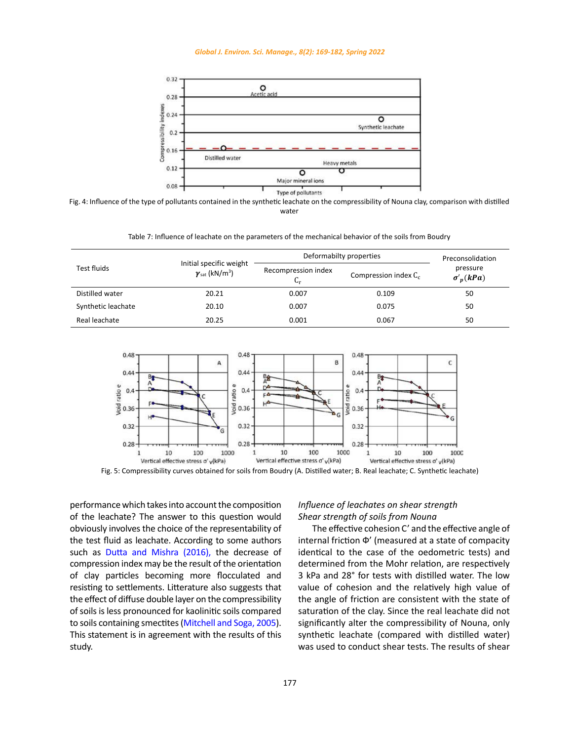Fig. 4: Influence of the type of pollutants contained in the synthetic leachate on the compressibility of Nouna clay, comparison with distilled water

Table 7: Influence of leachate on the parameters of the mechanical behavior of the soils from Boudry

| Test fluids | Initial specific weight $\gamma_{sat}$ (kN/m$^3$) | Deformabilty properties | | Preconsolidation pressure $\sigma'_p(kPa)$ |
|---|---|---|---|---|
| | | Recompression index $C_r$ | Compression index $C_c$ | |
| Distilled water | 20.21 | 0.007 | 0.109 | 50 |
| Synthetic leachate | 20.10 | 0.007 | 0.075 | 50 |
| Real leachate | 20.25 | 0.001 | 0.067 | 50 |

Fig. 5: Compressibility curves obtained for soils from Boudry (A. Distilled water; B. Real leachate; C. Synthetic leachate)

performance which takes into account the composition of the leachate? The answer to this question would obviously involves the choice of the representability of the test fluid as leachate. According to some authors such as Dutta and Mishra (2016), the decrease of compression index may be the result of the orientation of clay particles becoming more flocculated and resisting to settlements. Litterature also suggests that the effect of diffuse double layer on the compressibility of soils is less pronounced for kaolinitic soils compared to soils containing smectites (Mitchell and Soga, 2005). This statement is in agreement with the results of this study.

*Influence of leachates on shear strength*

*Shear strength of soils from Nouna*

The effective cohesion C' and the effective angle of internal friction Φ' (measured at a state of compacity identical to the case of the oedometric tests) and determined from the Mohr relation, are respectively 3 kPa and 28° for tests with distilled water. The low value of cohesion and the relatively high value of the angle of friction are consistent with the state of saturation of the clay. Since the real leachate did not significantly alter the compressibility of Nouna, only synthetic leachate (compared with distilled water) was used to conduct shear tests. The results of shear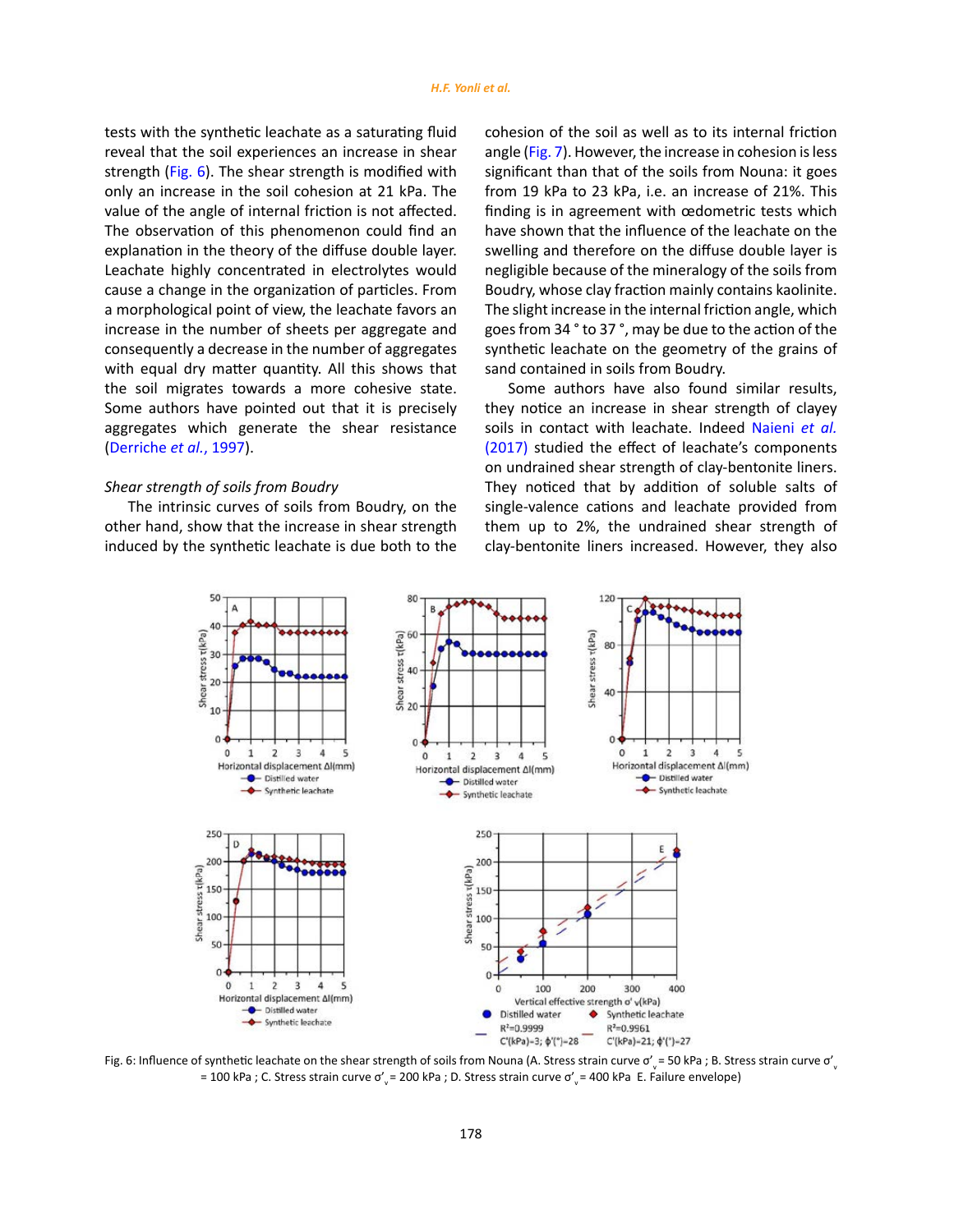tests with the synthetic leachate as a saturating fluid reveal that the soil experiences an increase in shear strength (Fig. 6). The shear strength is modified with only an increase in the soil cohesion at 21 kPa. The value of the angle of internal friction is not affected. The observation of this phenomenon could find an explanation in the theory of the diffuse double layer. Leachate highly concentrated in electrolytes would cause a change in the organization of particles. From a morphological point of view, the leachate favors an increase in the number of sheets per aggregate and consequently a decrease in the number of aggregates with equal dry matter quantity. All this shows that the soil migrates towards a more cohesive state. Some authors have pointed out that it is precisely aggregates which generate the shear resistance (Derriche *et al.*, 1997).

*Shear strength of soils from Boudry*

The intrinsic curves of soils from Boudry, on the other hand, show that the increase in shear strength induced by the synthetic leachate is due both to the cohesion of the soil as well as to its internal friction angle (Fig. 7). However, the increase in cohesion is less significant than that of the soils from Nouna: it goes from 19 kPa to 23 kPa, i.e. an increase of 21%. This finding is in agreement with œdometric tests which have shown that the influence of the leachate on the swelling and therefore on the diffuse double layer is negligible because of the mineralogy of the soils from Boudry, whose clay fraction mainly contains kaolinite. The slight increase in the internal friction angle, which goes from 34 ° to 37 °, may be due to the action of the synthetic leachate on the geometry of the grains of sand contained in soils from Boudry.

Some authors have also found similar results, they notice an increase in shear strength of clayey soils in contact with leachate. Indeed Naieni *et al.* (2017) studied the effect of leachate's components on undrained shear strength of clay-bentonite liners. They noticed that by addition of soluble salts of single-valence cations and leachate provided from them up to 2%, the undrained shear strength of clay-bentonite liners increased. However, they also

Fig. 6: Influence of synthetic leachate on the shear strength of soils from Nouna (A. Stress strain curve $\sigma'_v$ = 50 kPa ; B. Stress strain curve $\sigma'_v$ = 100 kPa ; C. Stress strain curve $\sigma'_v$ = 200 kPa ; D. Stress strain curve $\sigma'_v$ = 400 kPa E. Failure envelope)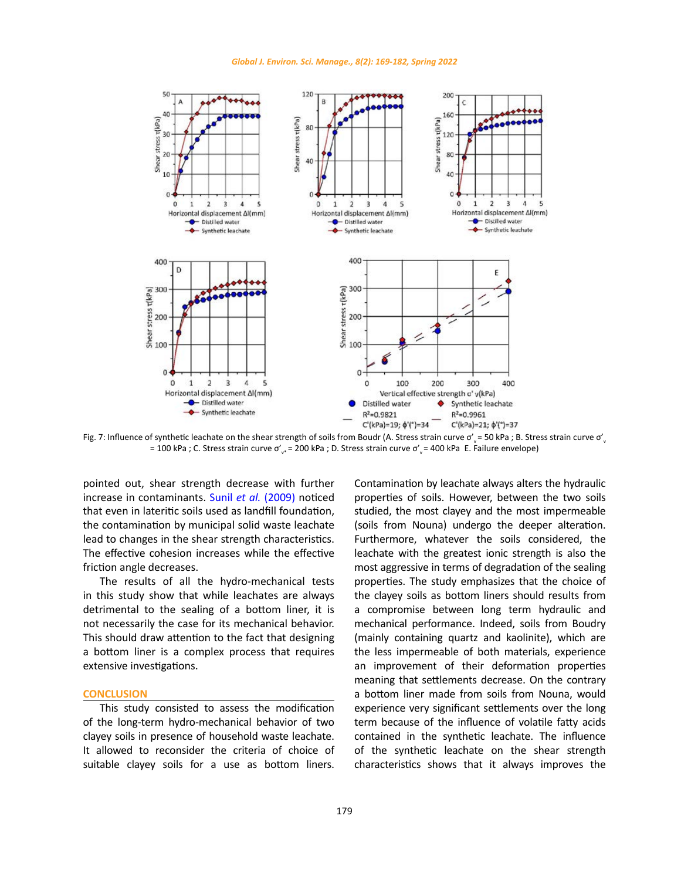Fig. 7: Influence of synthetic leachate on the shear strength of soils from Boudr (A. Stress strain curve $\sigma'_v$ = 50 kPa ; B. Stress strain curve $\sigma'_v$ = 100 kPa ; C. Stress strain curve $\sigma'_{v*}$ = 200 kPa ; D. Stress strain curve $\sigma'_v$ = 400 kPa E. Failure envelope)

pointed out, shear strength decrease with further increase in contaminants. Sunil *et al.* (2009) noticed that even in lateritic soils used as landfill foundation, the contamination by municipal solid waste leachate lead to changes in the shear strength characteristics. The effective cohesion increases while the effective friction angle decreases.

The results of all the hydro-mechanical tests in this study show that while leachates are always detrimental to the sealing of a bottom liner, it is not necessarily the case for its mechanical behavior. This should draw attention to the fact that designing a bottom liner is a complex process that requires extensive investigations.

## CONCLUSION

This study consisted to assess the modification of the long-term hydro-mechanical behavior of two clayey soils in presence of household waste leachate. It allowed to reconsider the criteria of choice of suitable clayey soils for a use as bottom liners. Contamination by leachate always alters the hydraulic properties of soils. However, between the two soils studied, the most clayey and the most impermeable (soils from Nouna) undergo the deeper alteration. Furthermore, whatever the soils considered, the leachate with the greatest ionic strength is also the most aggressive in terms of degradation of the sealing properties. The study emphasizes that the choice of the clayey soils as bottom liners should results from a compromise between long term hydraulic and mechanical performance. Indeed, soils from Boudry (mainly containing quartz and kaolinite), which are the less impermeable of both materials, experience an improvement of their deformation properties meaning that settlements decrease. On the contrary a bottom liner made from soils from Nouna, would experience very significant settlements over the long term because of the influence of volatile fatty acids contained in the synthetic leachate. The influence of the synthetic leachate on the shear strength characteristics shows that it always improves the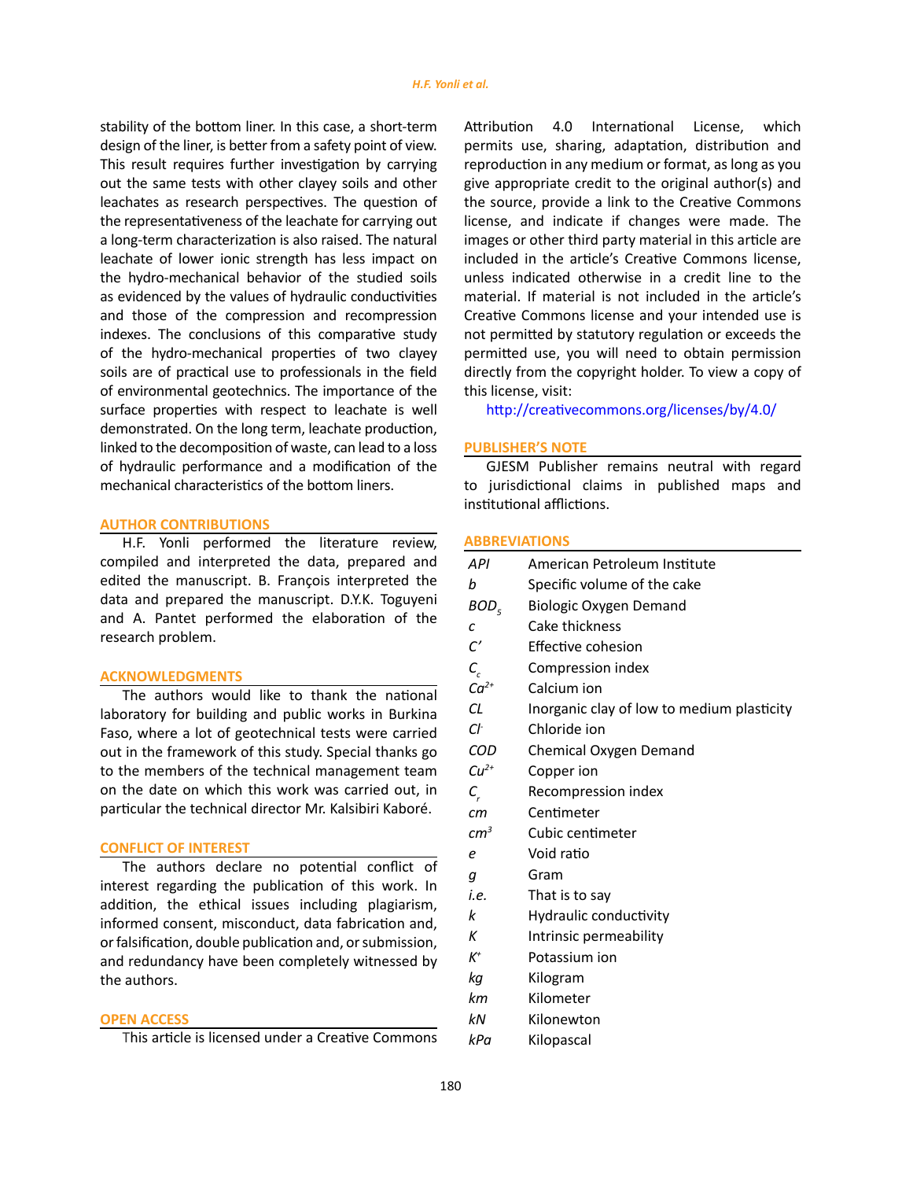stability of the bottom liner. In this case, a short-term design of the liner, is better from a safety point of view. This result requires further investigation by carrying out the same tests with other clayey soils and other leachates as research perspectives. The question of the representativeness of the leachate for carrying out a long-term characterization is also raised. The natural leachate of lower ionic strength has less impact on the hydro-mechanical behavior of the studied soils as evidenced by the values of hydraulic conductivities and those of the compression and recompression indexes. The conclusions of this comparative study of the hydro-mechanical properties of two clayey soils are of practical use to professionals in the field of environmental geotechnics. The importance of the surface properties with respect to leachate is well demonstrated. On the long term, leachate production, linked to the decomposition of waste, can lead to a loss of hydraulic performance and a modification of the mechanical characteristics of the bottom liners.

## AUTHOR CONTRIBUTIONS

H.F. Yonli performed the literature review, compiled and interpreted the data, prepared and edited the manuscript. B. François interpreted the data and prepared the manuscript. D.Y.K. Toguyeni and A. Pantet performed the elaboration of the research problem.

## ACKNOWLEDGMENTS

The authors would like to thank the national laboratory for building and public works in Burkina Faso, where a lot of geotechnical tests were carried out in the framework of this study. Special thanks go to the members of the technical management team on the date on which this work was carried out, in particular the technical director Mr. Kalsibiri Kaboré.

## CONFLICT OF INTEREST

The authors declare no potential conflict of interest regarding the publication of this work. In addition, the ethical issues including plagiarism, informed consent, misconduct, data fabrication and, or falsification, double publication and, or submission, and redundancy have been completely witnessed by the authors.

## OPEN ACCESS

This article is licensed under a Creative Commons Attribution 4.0 International License, which permits use, sharing, adaptation, distribution and reproduction in any medium or format, as long as you give appropriate credit to the original author(s) and the source, provide a link to the Creative Commons license, and indicate if changes were made. The images or other third party material in this article are included in the article's Creative Commons license, unless indicated otherwise in a credit line to the material. If material is not included in the article's Creative Commons license and your intended use is not permitted by statutory regulation or exceeds the permitted use, you will need to obtain permission directly from the copyright holder. To view a copy of this license, visit:

http://creativecommons.org/licenses/by/4.0/

## PUBLISHER'S NOTE

GJESM Publisher remains neutral with regard to jurisdictional claims in published maps and institutional afflictions.

## ABBREVIATIONS

| | |
|---|---|
| *API* | American Petroleum Institute |
| *b* | Specific volume of the cake |
| $BOD_5$ | Biologic Oxygen Demand |
| *c* | Cake thickness |
| *C'* | Effective cohesion |
| $C_c$ | Compression index |
| $Ca^{2+}$ | Calcium ion |
| *CL* | Inorganic clay of low to medium plasticity |
| $Cl^-$ | Chloride ion |
| *COD* | Chemical Oxygen Demand |
| $Cu^{2+}$ | Copper ion |
| $C_r$ | Recompression index |
| *cm* | Centimeter |
| $cm^3$ | Cubic centimeter |
| *e* | Void ratio |
| *g* | Gram |
| *i.e.* | That is to say |
| *k* | Hydraulic conductivity |
| *K* | Intrinsic permeability |
| $K^+$ | Potassium ion |
| *kg* | Kilogram |
| *km* | Kilometer |
| *kN* | Kilonewton |
| *kPa* | Kilopascal |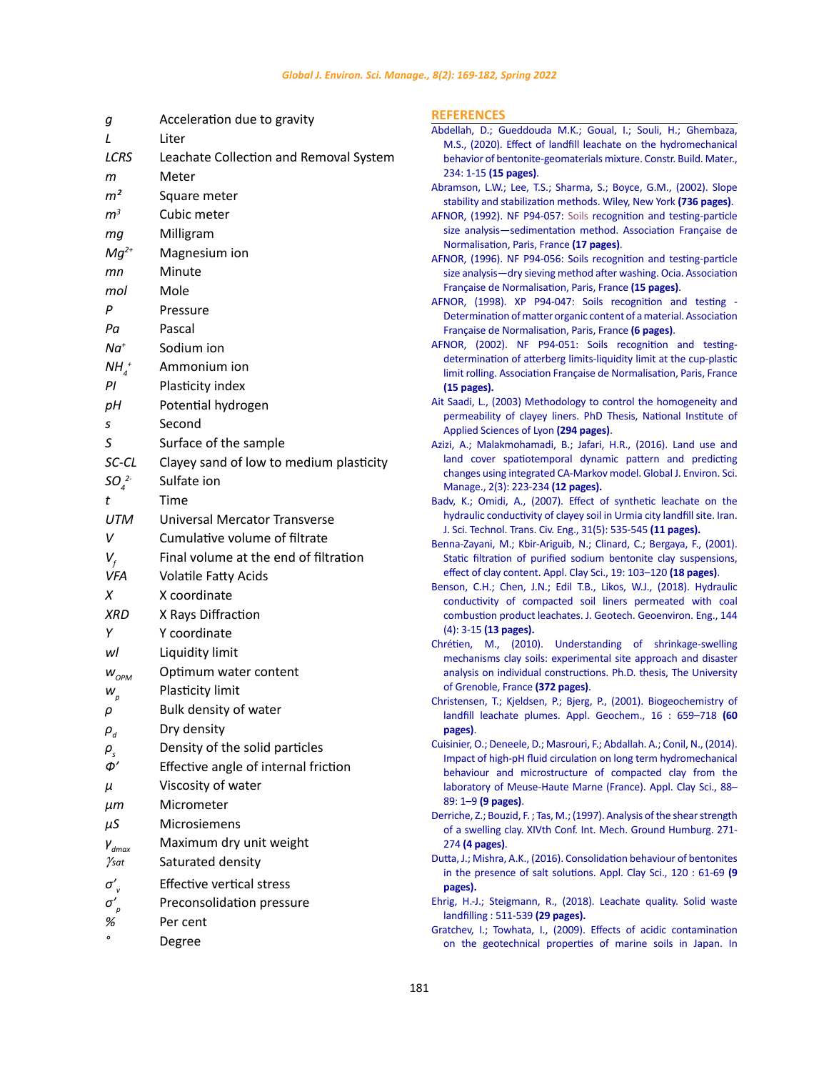| | |
|---|---|
| $g$ | Acceleration due to gravity |
| $L$ | Liter |
| $LCRS$ | Leachate Collection and Removal System |
| $m$ | Meter |
| $m^2$ | Square meter |
| $m^3$ | Cubic meter |
| $mg$ | Milligram |
| $Mg^{2+}$ | Magnesium ion |
| $mn$ | Minute |
| $mol$ | Mole |
| $P$ | Pressure |
| $Pa$ | Pascal |
| $Na^+$ | Sodium ion |
| $NH_4^+$ | Ammonium ion |
| $PI$ | Plasticity index |
| $pH$ | Potential hydrogen |
| $s$ | Second |
| $S$ | Surface of the sample |
| $SC\text{-}CL$ | Clayey sand of low to medium plasticity |
| $SO_4^{2-}$ | Sulfate ion |
| $t$ | Time |
| $UTM$ | Universal Mercator Transverse |
| $V$ | Cumulative volume of filtrate |
| $V_f$ | Final volume at the end of filtration |
| $VFA$ | Volatile Fatty Acids |
| $X$ | X coordinate |
| $XRD$ | X Rays Diffraction |
| $Y$ | Y coordinate |
| $wl$ | Liquidity limit |
| $w_{OPM}$ | Optimum water content |
| $w_p$ | Plasticity limit |
| $\rho$ | Bulk density of water |
| $\rho_d$ | Dry density |
| $\rho_s$ | Density of the solid particles |
| $\Phi'$ | Effective angle of internal friction |
| $\mu$ | Viscosity of water |
| $\mu m$ | Micrometer |
| $\mu S$ | Microsiemens |
| $\gamma_{dmax}$ | Maximum dry unit weight |
| $\gamma_{sat}$ | Saturated density |
| $\sigma'_v$ | Effective vertical stress |
| $\sigma'_p$ | Preconsolidation pressure |
| % | Per cent |
| ° | Degree |

## REFERENCES

Abdellah, D.; Gueddouda M.K.; Goual, I.; Souli, H.; Ghembaza, M.S., (2020). Effect of landfill leachate on the hydromechanical behavior of bentonite-geomaterials mixture. Constr. Build. Mater., 234: 1-15 **(15 pages)**.

Abramson, L.W.; Lee, T.S.; Sharma, S.; Boyce, G.M., (2002). Slope stability and stabilization methods. Wiley, New York **(736 pages)**.

AFNOR, (1992). NF P94-057: Soils recognition and testing-particle size analysis—sedimentation method. Association Française de Normalisation, Paris, France **(17 pages)**.

AFNOR, (1996). NF P94-056: Soils recognition and testing-particle size analysis—dry sieving method after washing. Ocia. Association Française de Normalisation, Paris, France **(15 pages)**.

AFNOR, (1998). XP P94-047: Soils recognition and testing - Determination of matter organic content of a material. Association Française de Normalisation, Paris, France **(6 pages)**.

AFNOR, (2002). NF P94-051: Soils recognition and testing-determination of atterberg limits-liquidity limit at the cup-plastic limit rolling. Association Française de Normalisation, Paris, France **(15 pages).**

Ait Saadi, L., (2003) Methodology to control the homogeneity and permeability of clayey liners. PhD Thesis, National Institute of Applied Sciences of Lyon **(294 pages)**.

Azizi, A.; Malakmohamadi, B.; Jafari, H.R., (2016). Land use and land cover spatiotemporal dynamic pattern and predicting changes using integrated CA-Markov model. Global J. Environ. Sci. Manage., 2(3): 223-234 **(12 pages).**

Badv, K.; Omidi, A., (2007). Effect of synthetic leachate on the hydraulic conductivity of clayey soil in Urmia city landfill site. Iran. J. Sci. Technol. Trans. Civ. Eng., 31(5): 535-545 **(11 pages).**

Benna-Zayani, M.; Kbir-Ariguib, N.; Clinard, C.; Bergaya, F., (2001). Static filtration of purified sodium bentonite clay suspensions, effect of clay content. Appl. Clay Sci., 19: 103–120 **(18 pages)**.

Benson, C.H.; Chen, J.N.; Edil T.B., Likos, W.J., (2018). Hydraulic conductivity of compacted soil liners permeated with coal combustion product leachates. J. Geotech. Geoenviron. Eng., 144 (4): 3-15 **(13 pages).**

Chrétien, M., (2010). Understanding of shrinkage-swelling mechanisms clay soils: experimental site approach and disaster analysis on individual constructions. Ph.D. thesis, The University of Grenoble, France **(372 pages)**.

Christensen, T.; Kjeldsen, P.; Bjerg, P., (2001). Biogeochemistry of landfill leachate plumes. Appl. Geochem., 16 : 659–718 **(60 pages)**.

Cuisinier, O.; Deneele, D.; Masrouri, F.; Abdallah. A.; Conil, N., (2014). Impact of high-pH fluid circulation on long term hydromechanical behaviour and microstructure of compacted clay from the laboratory of Meuse-Haute Marne (France). Appl. Clay Sci., 88–89: 1–9 **(9 pages)**.

Derriche, Z.; Bouzid, F. ; Tas, M.; (1997). Analysis of the shear strength of a swelling clay. XIVth Conf. Int. Mech. Ground Humburg. 271-274 **(4 pages)**.

Dutta, J.; Mishra, A.K., (2016). Consolidation behaviour of bentonites in the presence of salt solutions. Appl. Clay Sci., 120 : 61-69 **(9 pages).**

Ehrig, H.-J.; Steigmann, R., (2018). Leachate quality. Solid waste landfilling : 511-539 **(29 pages).**

Gratchev, I.; Towhata, I., (2009). Effects of acidic contamination on the geotechnical properties of marine soils in Japan. In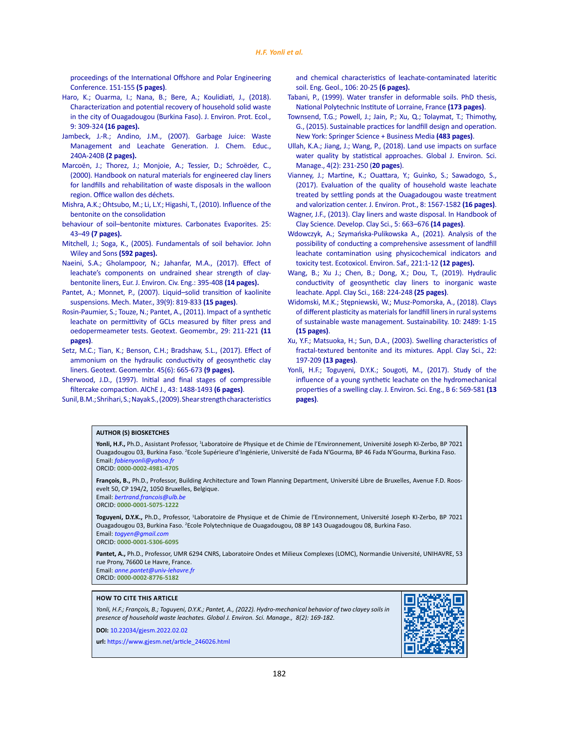proceedings of the International Offshore and Polar Engineering Conference. 151-155 **(5 pages)**.

Haro, K.; Ouarma, I.; Nana, B.; Bere, A.; Koulidiati, J., (2018). Characterization and potential recovery of household solid waste in the city of Ouagadougou (Burkina Faso). J. Environ. Prot. Ecol., 9: 309-324 **(16 pages).**

Jambeck, J.-R.; Andino, J.M., (2007). Garbage Juice: Waste Management and Leachate Generation. J. Chem. Educ., 240A-240B **(2 pages).**

Marcoën, J.; Thorez, J.; Monjoie, A.; Tessier, D.; Schroëder, C., (2000). Handbook on natural materials for engineered clay liners for landfills and rehabilitation of waste disposals in the walloon region. Office wallon des déchets.

Mishra, A.K.; Ohtsubo, M.; Li, L.Y.; Higashi, T., (2010). Influence of the bentonite on the consolidation

behaviour of soil–bentonite mixtures. Carbonates Evaporites. 25: 43–49 **(7 pages).**

Mitchell, J.; Soga, K., (2005). Fundamentals of soil behavior. John Wiley and Sons **(592 pages).**

Naeini, S.A.; Gholampoor, N.; Jahanfar, M.A., (2017). Effect of leachate's components on undrained shear strength of clay-bentonite liners, Eur. J. Environ. Civ. Eng.: 395-408 **(14 pages).**

Pantet, A.; Monnet, P., (2007). Liquid–solid transition of kaolinite suspensions. Mech. Mater., 39(9): 819-833 **(15 pages)**.

Rosin-Paumier, S.; Touze, N.; Pantet, A., (2011). Impact of a synthetic leachate on permittivity of GCLs measured by filter press and oedopermeameter tests. Geotext. Geomembr., 29: 211-221 **(11 pages)**.

Setz, M.C.; Tian, K.; Benson, C.H.; Bradshaw, S.L., (2017). Effect of ammonium on the hydraulic conductivity of geosynthetic clay liners. Geotext. Geomembr. 45(6): 665-673 **(9 pages).**

Sherwood, J.D., (1997). Initial and final stages of compressible filtercake compaction. AIChE J., 43: 1488-1493 **(6 pages)**.

Sunil, B.M.; Shrihari, S.; Nayak S., (2009). Shear strength characteristics and chemical characteristics of leachate-contaminated lateritic soil. Eng. Geol., 106: 20-25 **(6 pages).**

Tabani, P., (1999). Water transfer in deformable soils. PhD thesis, National Polytechnic Institute of Lorraine, France **(173 pages)**.

Townsend, T.G.; Powell, J.; Jain, P.; Xu, Q.; Tolaymat, T.; Thimothy, G., (2015). Sustainable practices for landfill design and operation. New York: Springer Science + Business Media **(483 pages)**.

Ullah, K.A.; Jiang, J.; Wang, P., (2018). Land use impacts on surface water quality by statistical approaches. Global J. Environ. Sci. Manage., 4(2): 231-250 (**20 pages**).

Vianney, J.; Martine, K.; Ouattara, Y.; Guinko, S.; Sawadogo, S., (2017). Evaluation of the quality of household waste leachate treated by settling ponds at the Ouagadougou waste treatment and valorization center. J. Environ. Prot., 8: 1567-1582 **(16 pages)**.

Wagner, J.F., (2013). Clay liners and waste disposal. In Handbook of Clay Science. Develop. Clay Sci., 5: 663–676 **(14 pages)**.

Wdowczyk, A.; Szymańska-Pulikowska A., (2021). Analysis of the possibility of conducting a comprehensive assessment of landfill leachate contamination using physicochemical indicators and toxicity test. Ecotoxicol. Environ. Saf., 221:1-12 **(12 pages).**

Wang, B.; Xu J.; Chen, B.; Dong, X.; Dou, T., (2019). Hydraulic conductivity of geosynthetic clay liners to inorganic waste leachate. Appl. Clay Sci., 168: 224-248 **(25 pages)**.

Widomski, M.K.; Stępniewski, W.; Musz-Pomorska, A., (2018). Clays of different plasticity as materials for landfill liners in rural systems of sustainable waste management. Sustainability. 10: 2489: 1-15 **(15 pages)**.

Xu, Y.F.; Matsuoka, H.; Sun, D.A., (2003). Swelling characteristics of fractal-textured bentonite and its mixtures. Appl. Clay Sci., 22: 197-209 **(13 pages)**.

Yonli, H.F.; Toguyeni, D.Y.K.; Sougoti, M., (2017). Study of the influence of a young synthetic leachate on the hydromechanical properties of a swelling clay. J. Environ. Sci. Eng., B 6: 569-581 **(13 pages)**.

**AUTHOR (S) BIOSKETCHES**

**Yonli, H.F.,** Ph.D., Assistant Professor, [1]Laboratoire de Physique et de Chimie de l'Environnement, Université Joseph KI-Zerbo, BP 7021 Ouagadougou 03, Burkina Faso. [2]Ecole Supérieure d'Ingénierie, Université de Fada N'Gourma, BP 46 Fada N'Gourma, Burkina Faso.
Email: *fabienyonli@yahoo.fr*
ORCID: **0000-0002-4981-4705**

**François, B.,** Ph.D., Professor, Building Architecture and Town Planning Department, Université Libre de Bruxelles, Avenue F.D. Roosevelt 50, CP 194/2, 1050 Bruxelles, Belgique.
Email: *bertrand.francois@ulb.be*
ORCID: **0000-0001-5075-1222**

**Toguyeni, D.Y.K.,** Ph.D., Professor, [1]Laboratoire de Physique et de Chimie de l'Environnement, Université Joseph KI-Zerbo, BP 7021 Ouagadougou 03, Burkina Faso. [2]Ecole Polytechnique de Ouagadougou, 08 BP 143 Ouagadougou 08, Burkina Faso.
Email: *togyen@gmail.com*
ORCID: **0000-0001-5306-6095**

**Pantet, A.,** Ph.D., Professor, UMR 6294 CNRS, Laboratoire Ondes et Milieux Complexes (LOMC), Normandie Université, UNIHAVRE, 53 rue Prony, 76600 Le Havre, France.
Email: *anne.pantet@univ-lehavre.fr*
ORCID: **0000-0002-8776-5182**

**HOW TO CITE THIS ARTICLE**

*Yonli, H.F.; François, B.; Toguyeni, D.Y.K.; Pantet, A., (2022). Hydro-mechanical behavior of two clayey soils in presence of household waste leachates. Global J. Environ. Sci. Manage., 8(2): 169-182.*

**DOI:** 10.22034/gjesm.2022.02.02

**url:** https://www.gjesm.net/article_246026.html